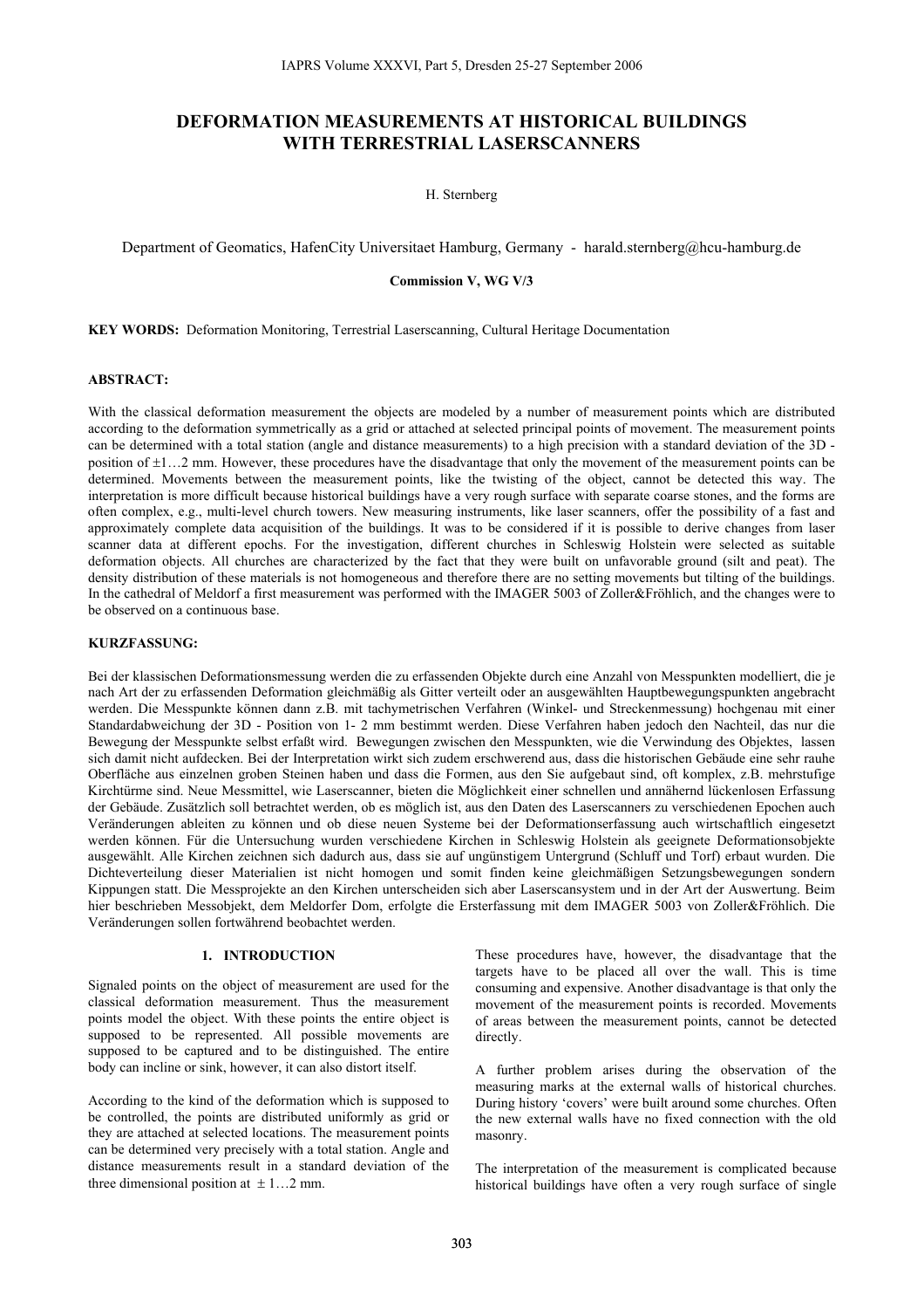# DEFORMATION MEASUREMENTS AT HISTORICAL BUILDINGS WITH TERRESTRIAL LASERSCANNERS

H. Sternberg

Department of Geomatics, HafenCity Universitaet Hamburg, Germany - harald.sternberg@hcu-hamburg.de

**Commission V, WG V/3**

**KEY WORDS:** Deformation Monitoring, Terrestrial Laserscanning, Cultural Heritage Documentation

## ABSTRACT:

With the classical deformation measurement the objects are modeled by a number of measurement points which are distributed according to the deformation symmetrically as a grid or attached at selected principal points of movement. The measurement points can be determined with a total station (angle and distance measurements) to a high precision with a standard deviation of the 3D - position of ±1…2 mm. However, these procedures have the disadvantage that only the movement of the measurement points can be determined. Movements between the measurement points, like the twisting of the object, cannot be detected this way. The interpretation is more difficult because historical buildings have a very rough surface with separate coarse stones, and the forms are often complex, e.g., multi-level church towers. New measuring instruments, like laser scanners, offer the possibility of a fast and approximately complete data acquisition of the buildings. It was to be considered if it is possible to derive changes from laser scanner data at different epochs. For the investigation, different churches in Schleswig Holstein were selected as suitable deformation objects. All churches are characterized by the fact that they were built on unfavorable ground (silt and peat). The density distribution of these materials is not homogeneous and therefore there are no setting movements but tilting of the buildings. In the cathedral of Meldorf a first measurement was performed with the IMAGER 5003 of Zoller&Fröhlich, and the changes were to be observed on a continuous base.

## KURZFASSUNG:

Bei der klassischen Deformationsmessung werden die zu erfassenden Objekte durch eine Anzahl von Messpunkten modelliert, die je nach Art der zu erfassenden Deformation gleichmäßig als Gitter verteilt oder an ausgewählten Hauptbewegungspunkten angebracht werden. Die Messpunkte können dann z.B. mit tachymetrischen Verfahren (Winkel- und Streckenmessung) hochgenau mit einer Standardabweichung der 3D - Position von 1- 2 mm bestimmt werden. Diese Verfahren haben jedoch den Nachteil, das nur die Bewegung der Messpunkte selbst erfaßt wird. Bewegungen zwischen den Messpunkten, wie die Verwindung des Objektes, lassen sich damit nicht aufdecken. Bei der Interpretation wirkt sich zudem erschwerend aus, dass die historischen Gebäude eine sehr rauhe Oberfläche aus einzelnen groben Steinen haben und dass die Formen, aus den Sie aufgebaut sind, oft komplex, z.B. mehrstufige Kirchtürme sind. Neue Messmittel, wie Laserscanner, bieten die Möglichkeit einer schnellen und annähernd lückenlosen Erfassung der Gebäude. Zusätzlich soll betrachtet werden, ob es möglich ist, aus den Daten des Laserscanners zu verschiedenen Epochen auch Veränderungen ableiten zu können und ob diese neuen Systeme bei der Deformationserfassung auch wirtschaftlich eingesetzt werden können. Für die Untersuchung wurden verschiedene Kirchen in Schleswig Holstein als geeignete Deformationsobjekte ausgewählt. Alle Kirchen zeichnen sich dadurch aus, dass sie auf ungünstigem Untergrund (Schluff und Torf) erbaut wurden. Die Dichteverteilung dieser Materialien ist nicht homogen und somit finden keine gleichmäßigen Setzungsbewegungen sondern Kippungen statt. Die Messprojekte an den Kirchen unterscheiden sich aber Laserscansystem und in der Art der Auswertung. Beim hier beschrieben Messobjekt, dem Meldorfer Dom, erfolgte die Ersterfassung mit dem IMAGER 5003 von Zoller&Fröhlich. Die Veränderungen sollen fortwährend beobachtet werden.

## 1. INTRODUCTION

Signaled points on the object of measurement are used for the classical deformation measurement. Thus the measurement points model the object. With these points the entire object is supposed to be represented. All possible movements are supposed to be captured and to be distinguished. The entire body can incline or sink, however, it can also distort itself.

According to the kind of the deformation which is supposed to be controlled, the points are distributed uniformly as grid or they are attached at selected locations. The measurement points can be determined very precisely with a total station. Angle and distance measurements result in a standard deviation of the three dimensional position at ± 1…2 mm.

These procedures have, however, the disadvantage that the targets have to be placed all over the wall. This is time consuming and expensive. Another disadvantage is that only the movement of the measurement points is recorded. Movements of areas between the measurement points, cannot be detected directly.

A further problem arises during the observation of the measuring marks at the external walls of historical churches. During history 'covers' were built around some churches. Often the new external walls have no fixed connection with the old masonry.

The interpretation of the measurement is complicated because historical buildings have often a very rough surface of single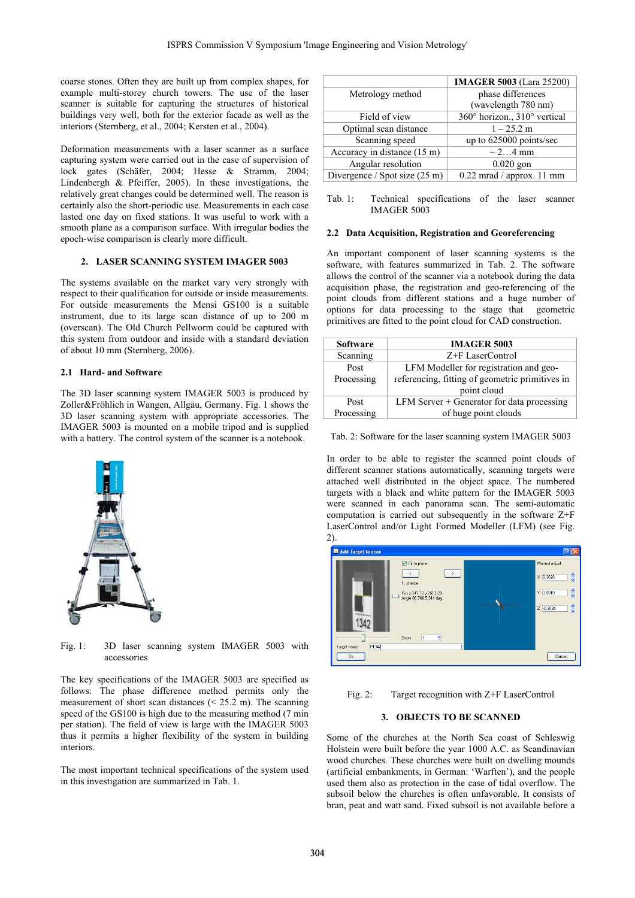coarse stones. Often they are built up from complex shapes, for example multi-storey church towers. The use of the laser scanner is suitable for capturing the structures of historical buildings very well, both for the exterior facade as well as the interiors (Sternberg, et al., 2004; Kersten et al., 2004).

Deformation measurements with a laser scanner as a surface capturing system were carried out in the case of supervision of lock gates (Schäfer, 2004; Hesse & Stramm, 2004; Lindenbergh & Pfeiffer, 2005). In these investigations, the relatively great changes could be determined well. The reason is certainly also the short-periodic use. Measurements in each case lasted one day on fixed stations. It was useful to work with a smooth plane as a comparison surface. With irregular bodies the epoch-wise comparison is clearly more difficult.

## 2. LASER SCANNING SYSTEM IMAGER 5003

The systems available on the market vary very strongly with respect to their qualification for outside or inside measurements. For outside measurements the Mensi GS100 is a suitable instrument, due to its large scan distance of up to 200 m (overscan). The Old Church Pellworm could be captured with this system from outdoor and inside with a standard deviation of about 10 mm (Sternberg, 2006).

### 2.1 Hard- and Software

The 3D laser scanning system IMAGER 5003 is produced by Zoller&Fröhlich in Wangen, Allgäu, Germany. Fig. 1 shows the 3D laser scanning system with appropriate accessories. The IMAGER 5003 is mounted on a mobile tripod and is supplied with a battery. The control system of the scanner is a notebook.

Fig. 1: 3D laser scanning system IMAGER 5003 with accessories

The key specifications of the IMAGER 5003 are specified as follows: The phase difference method permits only the measurement of short scan distances (< 25.2 m). The scanning speed of the GS100 is high due to the measuring method (7 min per station). The field of view is large with the IMAGER 5003 thus it permits a higher flexibility of the system in building interiors.

The most important technical specifications of the system used in this investigation are summarized in Tab. 1.

| | **IMAGER 5003** (Lara 25200) |
|---|---|
| Metrology method | phase differences (wavelength 780 nm) |
| Field of view | 360° horizon., 310° vertical |
| Optimal scan distance | 1 – 25.2 m |
| Scanning speed | up to 625000 points/sec |
| Accuracy in distance (15 m) | ~ 2…4 mm |
| Angular resolution | 0.020 gon |
| Divergence / Spot size (25 m) | 0.22 mrad / approx. 11 mm |

Tab. 1: Technical specifications of the laser scanner IMAGER 5003

### 2.2 Data Acquisition, Registration and Georeferencing

An important component of laser scanning systems is the software, with features summarized in Tab. 2. The software allows the control of the scanner via a notebook during the data acquisition phase, the registration and geo-referencing of the point clouds from different stations and a huge number of options for data processing to the stage that geometric primitives are fitted to the point cloud for CAD construction.

| Software | IMAGER 5003 |
|---|---|
| Scanning | Z+F LaserControl |
| Post Processing | LFM Modeller for registration and geo-referencing, fitting of geometric primitives in point cloud |
| Post Processing | LFM Server + Generator for data processing of huge point clouds |

Tab. 2: Software for the laser scanning system IMAGER 5003

In order to be able to register the scanned point clouds of different scanner stations automatically, scanning targets were attached well distributed in the object space. The numbered targets with a black and white pattern for the IMAGER 5003 were scanned in each panorama scan. The semi-automatic computation is carried out subsequently in the software Z+F LaserControl and/or Light Formed Modeller (LFM) (see Fig. 2).

Fig. 2: Target recognition with Z+F LaserControl

## 3. OBJECTS TO BE SCANNED

Some of the churches at the North Sea coast of Schleswig Holstein were built before the year 1000 A.C. as Scandinavian wood churches. These churches were built on dwelling mounds (artificial embankments, in German: 'Warften'), and the people used them also as protection in the case of tidal overflow. The subsoil below the churches is often unfavorable. It consists of bran, peat and watt sand. Fixed subsoil is not available before a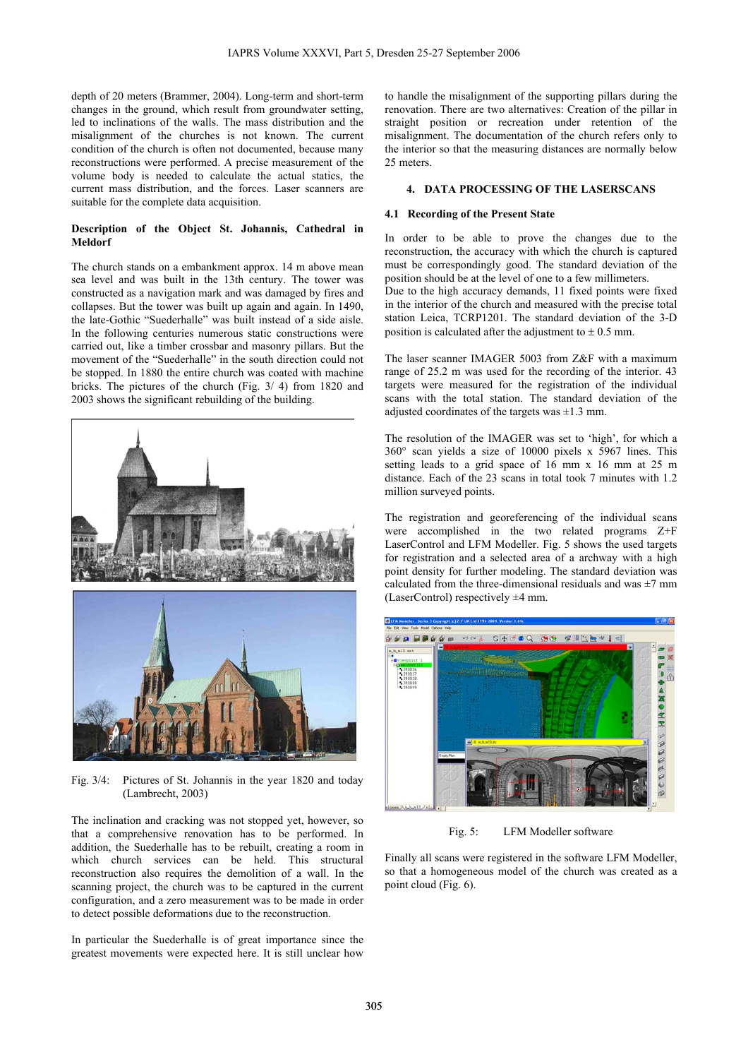depth of 20 meters (Brammer, 2004). Long-term and short-term changes in the ground, which result from groundwater setting, led to inclinations of the walls. The mass distribution and the misalignment of the churches is not known. The current condition of the church is often not documented, because many reconstructions were performed. A precise measurement of the volume body is needed to calculate the actual statics, the current mass distribution, and the forces. Laser scanners are suitable for the complete data acquisition.

**Description of the Object St. Johannis, Cathedral in Meldorf**

The church stands on a embankment approx. 14 m above mean sea level and was built in the 13th century. The tower was constructed as a navigation mark and was damaged by fires and collapses. But the tower was built up again and again. In 1490, the late-Gothic "Suederhalle" was built instead of a side aisle. In the following centuries numerous static constructions were carried out, like a timber crossbar and masonry pillars. But the movement of the "Suederhalle" in the south direction could not be stopped. In 1880 the entire church was coated with machine bricks. The pictures of the church (Fig. 3/ 4) from 1820 and 2003 shows the significant rebuilding of the building.

Fig. 3/4: Pictures of St. Johannis in the year 1820 and today (Lambrecht, 2003)

The inclination and cracking was not stopped yet, however, so that a comprehensive renovation has to be performed. In addition, the Suederhalle has to be rebuilt, creating a room in which church services can be held. This structural reconstruction also requires the demolition of a wall. In the scanning project, the church was to be captured in the current configuration, and a zero measurement was to be made in order to detect possible deformations due to the reconstruction.

In particular the Suederhalle is of great importance since the greatest movements were expected here. It is still unclear how to handle the misalignment of the supporting pillars during the renovation. There are two alternatives: Creation of the pillar in straight position or recreation under retention of the misalignment. The documentation of the church refers only to the interior so that the measuring distances are normally below 25 meters.

## 4. DATA PROCESSING OF THE LASERSCANS

### 4.1 Recording of the Present State

In order to be able to prove the changes due to the reconstruction, the accuracy with which the church is captured must be correspondingly good. The standard deviation of the position should be at the level of one to a few millimeters.
Due to the high accuracy demands, 11 fixed points were fixed in the interior of the church and measured with the precise total station Leica, TCRP1201. The standard deviation of the 3-D position is calculated after the adjustment to ± 0.5 mm.

The laser scanner IMAGER 5003 from Z&F with a maximum range of 25.2 m was used for the recording of the interior. 43 targets were measured for the registration of the individual scans with the total station. The standard deviation of the adjusted coordinates of the targets was ±1.3 mm.

The resolution of the IMAGER was set to 'high', for which a 360° scan yields a size of 10000 pixels x 5967 lines. This setting leads to a grid space of 16 mm x 16 mm at 25 m distance. Each of the 23 scans in total took 7 minutes with 1.2 million surveyed points.

The registration and georeferencing of the individual scans were accomplished in the two related programs Z+F LaserControl and LFM Modeller. Fig. 5 shows the used targets for registration and a selected area of a archway with a high point density for further modeling. The standard deviation was calculated from the three-dimensional residuals and was ±7 mm (LaserControl) respectively ±4 mm.

Fig. 5: LFM Modeller software

Finally all scans were registered in the software LFM Modeller, so that a homogeneous model of the church was created as a point cloud (Fig. 6).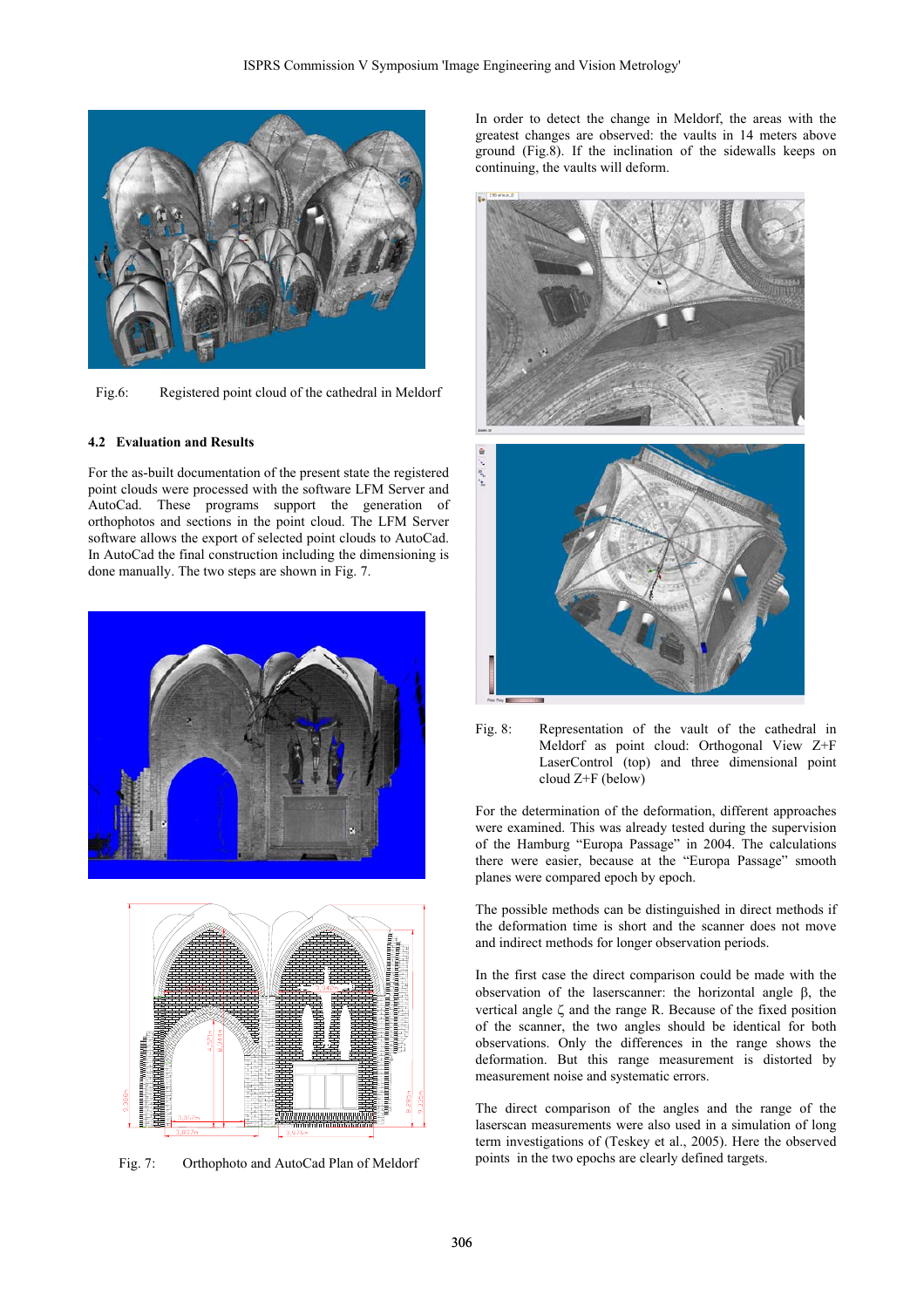Fig.6: Registered point cloud of the cathedral in Meldorf

### 4.2 Evaluation and Results

For the as-built documentation of the present state the registered point clouds were processed with the software LFM Server and AutoCad. These programs support the generation of orthophotos and sections in the point cloud. The LFM Server software allows the export of selected point clouds to AutoCad. In AutoCad the final construction including the dimensioning is done manually. The two steps are shown in Fig. 7.

Fig. 7: Orthophoto and AutoCad Plan of Meldorf

In order to detect the change in Meldorf, the areas with the greatest changes are observed: the vaults in 14 meters above ground (Fig.8). If the inclination of the sidewalls keeps on continuing, the vaults will deform.

Fig. 8: Representation of the vault of the cathedral in Meldorf as point cloud: Orthogonal View Z+F LaserControl (top) and three dimensional point cloud Z+F (below)

For the determination of the deformation, different approaches were examined. This was already tested during the supervision of the Hamburg "Europa Passage" in 2004. The calculations there were easier, because at the "Europa Passage" smooth planes were compared epoch by epoch.

The possible methods can be distinguished in direct methods if the deformation time is short and the scanner does not move and indirect methods for longer observation periods.

In the first case the direct comparison could be made with the observation of the laserscanner: the horizontal angle $\beta$, the vertical angle $\zeta$ and the range R. Because of the fixed position of the scanner, the two angles should be identical for both observations. Only the differences in the range shows the deformation. But this range measurement is distorted by measurement noise and systematic errors.

The direct comparison of the angles and the range of the laserscan measurements were also used in a simulation of long term investigations of (Teskey et al., 2005). Here the observed points in the two epochs are clearly defined targets.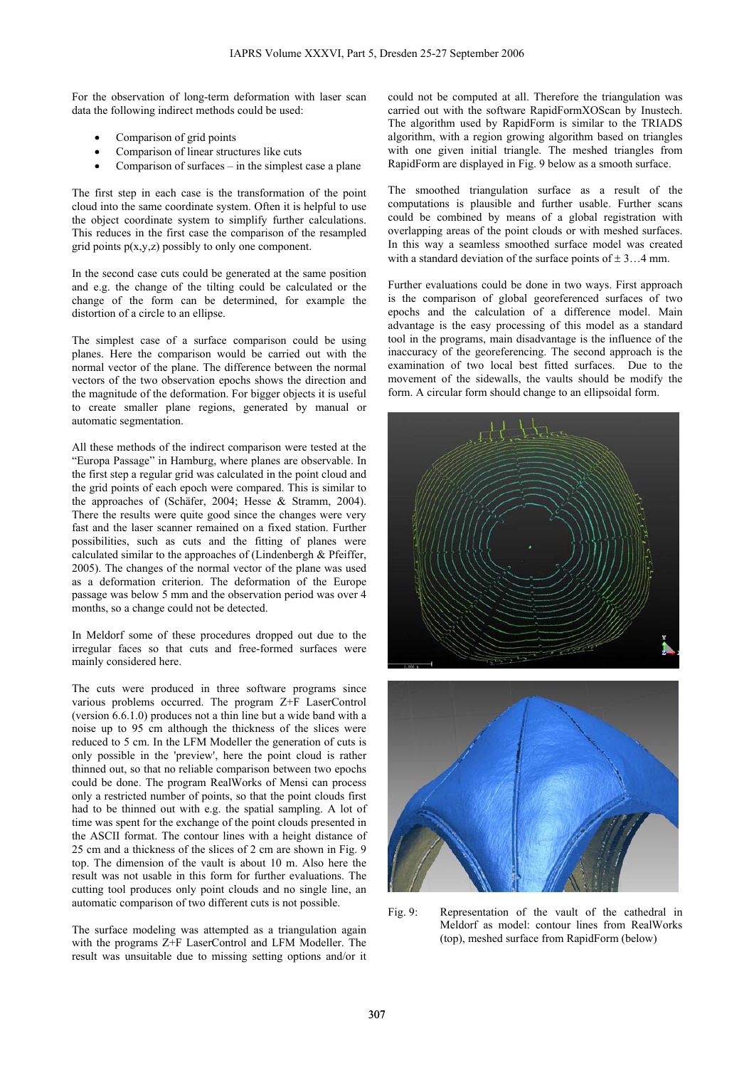For the observation of long-term deformation with laser scan data the following indirect methods could be used:

- Comparison of grid points
- Comparison of linear structures like cuts
- Comparison of surfaces – in the simplest case a plane

The first step in each case is the transformation of the point cloud into the same coordinate system. Often it is helpful to use the object coordinate system to simplify further calculations. This reduces in the first case the comparison of the resampled grid points p(x,y,z) possibly to only one component.

In the second case cuts could be generated at the same position and e.g. the change of the tilting could be calculated or the change of the form can be determined, for example the distortion of a circle to an ellipse.

The simplest case of a surface comparison could be using planes. Here the comparison would be carried out with the normal vector of the plane. The difference between the normal vectors of the two observation epochs shows the direction and the magnitude of the deformation. For bigger objects it is useful to create smaller plane regions, generated by manual or automatic segmentation.

All these methods of the indirect comparison were tested at the "Europa Passage" in Hamburg, where planes are observable. In the first step a regular grid was calculated in the point cloud and the grid points of each epoch were compared. This is similar to the approaches of (Schäfer, 2004; Hesse & Stramm, 2004). There the results were quite good since the changes were very fast and the laser scanner remained on a fixed station. Further possibilities, such as cuts and the fitting of planes were calculated similar to the approaches of (Lindenbergh & Pfeiffer, 2005). The changes of the normal vector of the plane was used as a deformation criterion. The deformation of the Europe passage was below 5 mm and the observation period was over 4 months, so a change could not be detected.

In Meldorf some of these procedures dropped out due to the irregular faces so that cuts and free-formed surfaces were mainly considered here.

The cuts were produced in three software programs since various problems occurred. The program Z+F LaserControl (version 6.6.1.0) produces not a thin line but a wide band with a noise up to 95 cm although the thickness of the slices were reduced to 5 cm. In the LFM Modeller the generation of cuts is only possible in the 'preview', here the point cloud is rather thinned out, so that no reliable comparison between two epochs could be done. The program RealWorks of Mensi can process only a restricted number of points, so that the point clouds first had to be thinned out with e.g. the spatial sampling. A lot of time was spent for the exchange of the point clouds presented in the ASCII format. The contour lines with a height distance of 25 cm and a thickness of the slices of 2 cm are shown in Fig. 9 top. The dimension of the vault is about 10 m. Also here the result was not usable in this form for further evaluations. The cutting tool produces only point clouds and no single line, an automatic comparison of two different cuts is not possible.

The surface modeling was attempted as a triangulation again with the programs Z+F LaserControl and LFM Modeller. The result was unsuitable due to missing setting options and/or it could not be computed at all. Therefore the triangulation was carried out with the software RapidFormXOScan by Inustech. The algorithm used by RapidForm is similar to the TRIADS algorithm, with a region growing algorithm based on triangles with one given initial triangle. The meshed triangles from RapidForm are displayed in Fig. 9 below as a smooth surface.

The smoothed triangulation surface as a result of the computations is plausible and further usable. Further scans could be combined by means of a global registration with overlapping areas of the point clouds or with meshed surfaces. In this way a seamless smoothed surface model was created with a standard deviation of the surface points of ± 3…4 mm.

Further evaluations could be done in two ways. First approach is the comparison of global georeferenced surfaces of two epochs and the calculation of a difference model. Main advantage is the easy processing of this model as a standard tool in the programs, main disadvantage is the influence of the inaccuracy of the georeferencing. The second approach is the examination of two local best fitted surfaces. Due to the movement of the sidewalls, the vaults should be modify the form. A circular form should change to an ellipsoidal form.

Fig. 9: Representation of the vault of the cathedral in Meldorf as model: contour lines from RealWorks (top), meshed surface from RapidForm (below)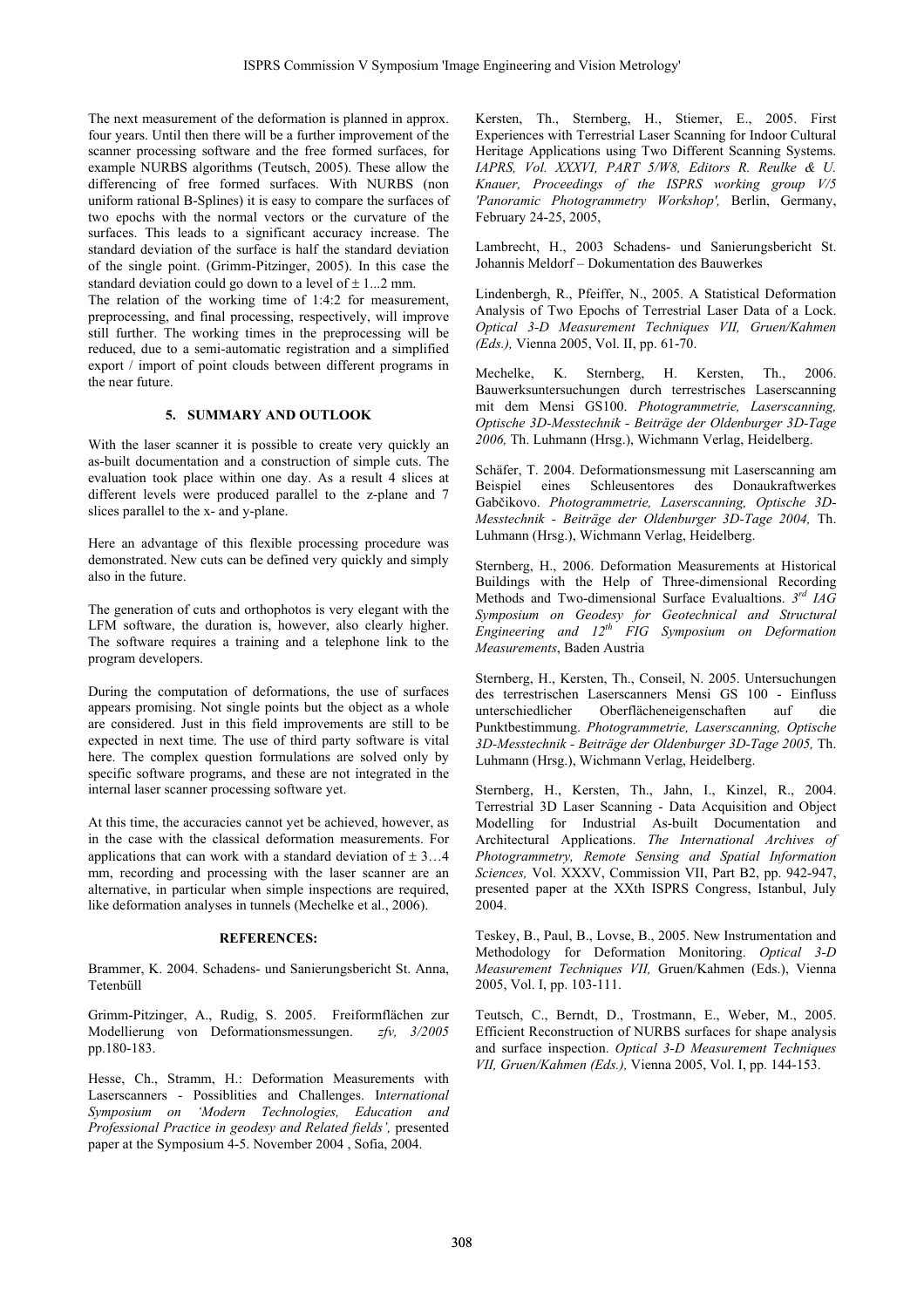The next measurement of the deformation is planned in approx. four years. Until then there will be a further improvement of the scanner processing software and the free formed surfaces, for example NURBS algorithms (Teutsch, 2005). These allow the differencing of free formed surfaces. With NURBS (non uniform rational B-Splines) it is easy to compare the surfaces of two epochs with the normal vectors or the curvature of the surfaces. This leads to a significant accuracy increase. The standard deviation of the surface is half the standard deviation of the single point. (Grimm-Pitzinger, 2005). In this case the standard deviation could go down to a level of ± 1...2 mm.

The relation of the working time of 1:4:2 for measurement, preprocessing, and final processing, respectively, will improve still further. The working times in the preprocessing will be reduced, due to a semi-automatic registration and a simplified export / import of point clouds between different programs in the near future.

## 5. SUMMARY AND OUTLOOK

With the laser scanner it is possible to create very quickly an as-built documentation and a construction of simple cuts. The evaluation took place within one day. As a result 4 slices at different levels were produced parallel to the z-plane and 7 slices parallel to the x- and y-plane.

Here an advantage of this flexible processing procedure was demonstrated. New cuts can be defined very quickly and simply also in the future.

The generation of cuts and orthophotos is very elegant with the LFM software, the duration is, however, also clearly higher. The software requires a training and a telephone link to the program developers.

During the computation of deformations, the use of surfaces appears promising. Not single points but the object as a whole are considered. Just in this field improvements are still to be expected in next time. The use of third party software is vital here. The complex question formulations are solved only by specific software programs, and these are not integrated in the internal laser scanner processing software yet.

At this time, the accuracies cannot yet be achieved, however, as in the case with the classical deformation measurements. For applications that can work with a standard deviation of ± 3…4 mm, recording and processing with the laser scanner are an alternative, in particular when simple inspections are required, like deformation analyses in tunnels (Mechelke et al., 2006).

## REFERENCES:

Brammer, K. 2004. Schadens- und Sanierungsbericht St. Anna, Tetenbüll

Grimm-Pitzinger, A., Rudig, S. 2005. Freiformflächen zur Modellierung von Deformationsmessungen. *zfv, 3/2005* pp.180-183.

Hesse, Ch., Stramm, H.: Deformation Measurements with Laserscanners - Possiblities and Challenges. *International Symposium on 'Modern Technologies, Education and Professional Practice in geodesy and Related fields',* presented paper at the Symposium 4-5. November 2004 , Sofia, 2004.

Kersten, Th., Sternberg, H., Stiemer, E., 2005. First Experiences with Terrestrial Laser Scanning for Indoor Cultural Heritage Applications using Two Different Scanning Systems. *IAPRS, Vol. XXXVI, PART 5/W8, Editors R. Reulke & U. Knauer, Proceedings of the ISPRS working group V/5 'Panoramic Photogrammetry Workshop',* Berlin, Germany, February 24-25, 2005,

Lambrecht, H., 2003 Schadens- und Sanierungsbericht St. Johannis Meldorf – Dokumentation des Bauwerkes

Lindenbergh, R., Pfeiffer, N., 2005. A Statistical Deformation Analysis of Two Epochs of Terrestrial Laser Data of a Lock. *Optical 3-D Measurement Techniques VII, Gruen/Kahmen (Eds.),* Vienna 2005, Vol. II, pp. 61-70.

Mechelke, K. Sternberg, H. Kersten, Th., 2006. Bauwerksuntersuchungen durch terrestrisches Laserscanning mit dem Mensi GS100. *Photogrammetrie, Laserscanning, Optische 3D-Messtechnik - Beiträge der Oldenburger 3D-Tage 2006,* Th. Luhmann (Hrsg.), Wichmann Verlag, Heidelberg.

Schäfer, T. 2004. Deformationsmessung mit Laserscanning am Beispiel eines Schleusentores des Donaukraftwerkes Gabčikovo. *Photogrammetrie, Laserscanning, Optische 3D-Messtechnik - Beiträge der Oldenburger 3D-Tage 2004,* Th. Luhmann (Hrsg.), Wichmann Verlag, Heidelberg.

Sternberg, H., 2006. Deformation Measurements at Historical Buildings with the Help of Three-dimensional Recording Methods and Two-dimensional Surface Evalualtions. *3rd IAG Symposium on Geodesy for Geotechnical and Structural Engineering and 12th FIG Symposium on Deformation Measurements*, Baden Austria

Sternberg, H., Kersten, Th., Conseil, N. 2005. Untersuchungen des terrestrischen Laserscanners Mensi GS 100 - Einfluss unterschiedlicher Oberflächeneigenschaften auf die Punktbestimmung. *Photogrammetrie, Laserscanning, Optische 3D-Messtechnik - Beiträge der Oldenburger 3D-Tage 2005,* Th. Luhmann (Hrsg.), Wichmann Verlag, Heidelberg.

Sternberg, H., Kersten, Th., Jahn, I., Kinzel, R., 2004. Terrestrial 3D Laser Scanning - Data Acquisition and Object Modelling for Industrial As-built Documentation and Architectural Applications. *The International Archives of Photogrammetry, Remote Sensing and Spatial Information Sciences,* Vol. XXXV, Commission VII, Part B2, pp. 942-947, presented paper at the XXth ISPRS Congress, Istanbul, July 2004.

Teskey, B., Paul, B., Lovse, B., 2005. New Instrumentation and Methodology for Deformation Monitoring. *Optical 3-D Measurement Techniques VII,* Gruen/Kahmen (Eds.), Vienna 2005, Vol. I, pp. 103-111.

Teutsch, C., Berndt, D., Trostmann, E., Weber, M., 2005. Efficient Reconstruction of NURBS surfaces for shape analysis and surface inspection. *Optical 3-D Measurement Techniques VII, Gruen/Kahmen (Eds.),* Vienna 2005, Vol. I, pp. 144-153.